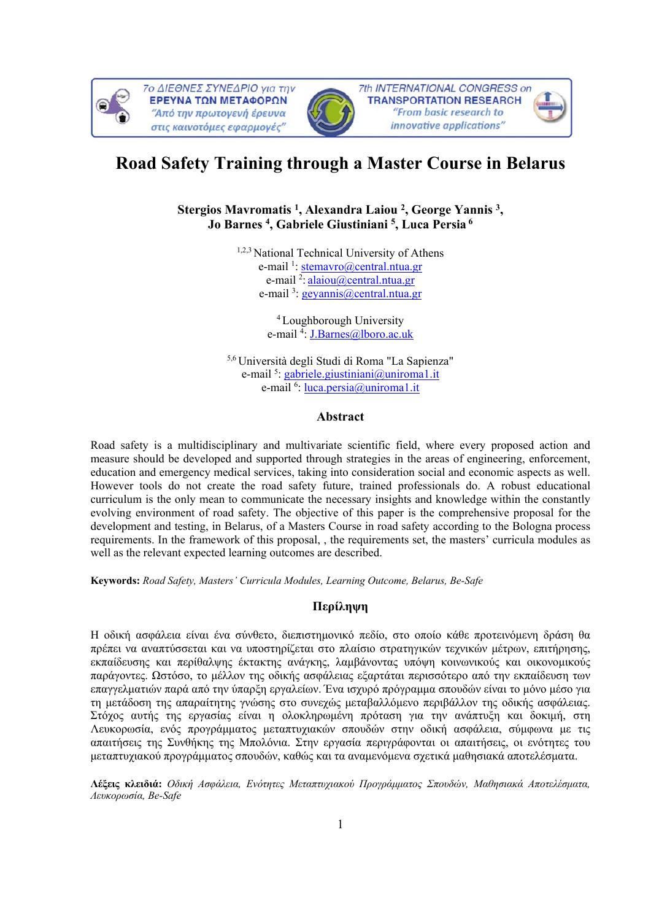# Road Safety Training through a Master Course in Belarus

**Stergios Mavromatis [1], Alexandra Laiou [2], George Yannis [3], Jo Barnes [4], Gabriele Giustiniani [5], Luca Persia [6]**

[1,2,3] National Technical University of Athens
e-mail [1]: stemavro@central.ntua.gr
e-mail [2]: alaiou@central.ntua.gr
e-mail [3]: geyannis@central.ntua.gr

[4] Loughborough University
e-mail [4]: J.Barnes@lboro.ac.uk

[5,6] Università degli Studi di Roma "La Sapienza"
e-mail [5]: gabriele.giustiniani@uniroma1.it
e-mail [6]: luca.persia@uniroma1.it

## Abstract

Road safety is a multidisciplinary and multivariate scientific field, where every proposed action and measure should be developed and supported through strategies in the areas of engineering, enforcement, education and emergency medical services, taking into consideration social and economic aspects as well. However tools do not create the road safety future, trained professionals do. A robust educational curriculum is the only mean to communicate the necessary insights and knowledge within the constantly evolving environment of road safety. The objective of this paper is the comprehensive proposal for the development and testing, in Belarus, of a Masters Course in road safety according to the Bologna process requirements. In the framework of this proposal, , the requirements set, the masters' curricula modules as well as the relevant expected learning outcomes are described.

**Keywords:** *Road Safety, Masters' Curricula Modules, Learning Outcome, Belarus, Be-Safe*

## Περίληψη

Η οδική ασφάλεια είναι ένα σύνθετο, διεπιστημονικό πεδίο, στο οποίο κάθε προτεινόμενη δράση θα πρέπει να αναπτύσσεται και να υποστηρίζεται στο πλαίσιο στρατηγικών τεχνικών μέτρων, επιτήρησης, εκπαίδευσης και περίθαλψης έκτακτης ανάγκης, λαμβάνοντας υπόψη κοινωνικούς και οικονομικούς παράγοντες. Ωστόσο, το μέλλον της οδικής ασφάλειας εξαρτάται περισσότερο από την εκπαίδευση των επαγγελματιών παρά από την ύπαρξη εργαλείων. Ένα ισχυρό πρόγραμμα σπουδών είναι το μόνο μέσο για τη μετάδοση της απαραίτητης γνώσης στο συνεχώς μεταβαλλόμενο περιβάλλον της οδικής ασφάλειας. Στόχος αυτής της εργασίας είναι η ολοκληρωμένη πρόταση για την ανάπτυξη και δοκιμή, στη Λευκορωσία, ενός προγράμματος μεταπτυχιακών σπουδών στην οδική ασφάλεια, σύμφωνα με τις απαιτήσεις της Συνθήκης της Μπολόνια. Στην εργασία περιγράφονται οι απαιτήσεις, οι ενότητες του μεταπτυχιακού προγράμματος σπουδών, καθώς και τα αναμενόμενα σχετικά μαθησιακά αποτελέσματα.

**Λέξεις κλειδιά:** *Οδική Ασφάλεια, Ενότητες Μεταπτυχιακού Προγράμματος Σπουδών, Μαθησιακά Αποτελέσματα, Λευκορωσία, Be-Safe*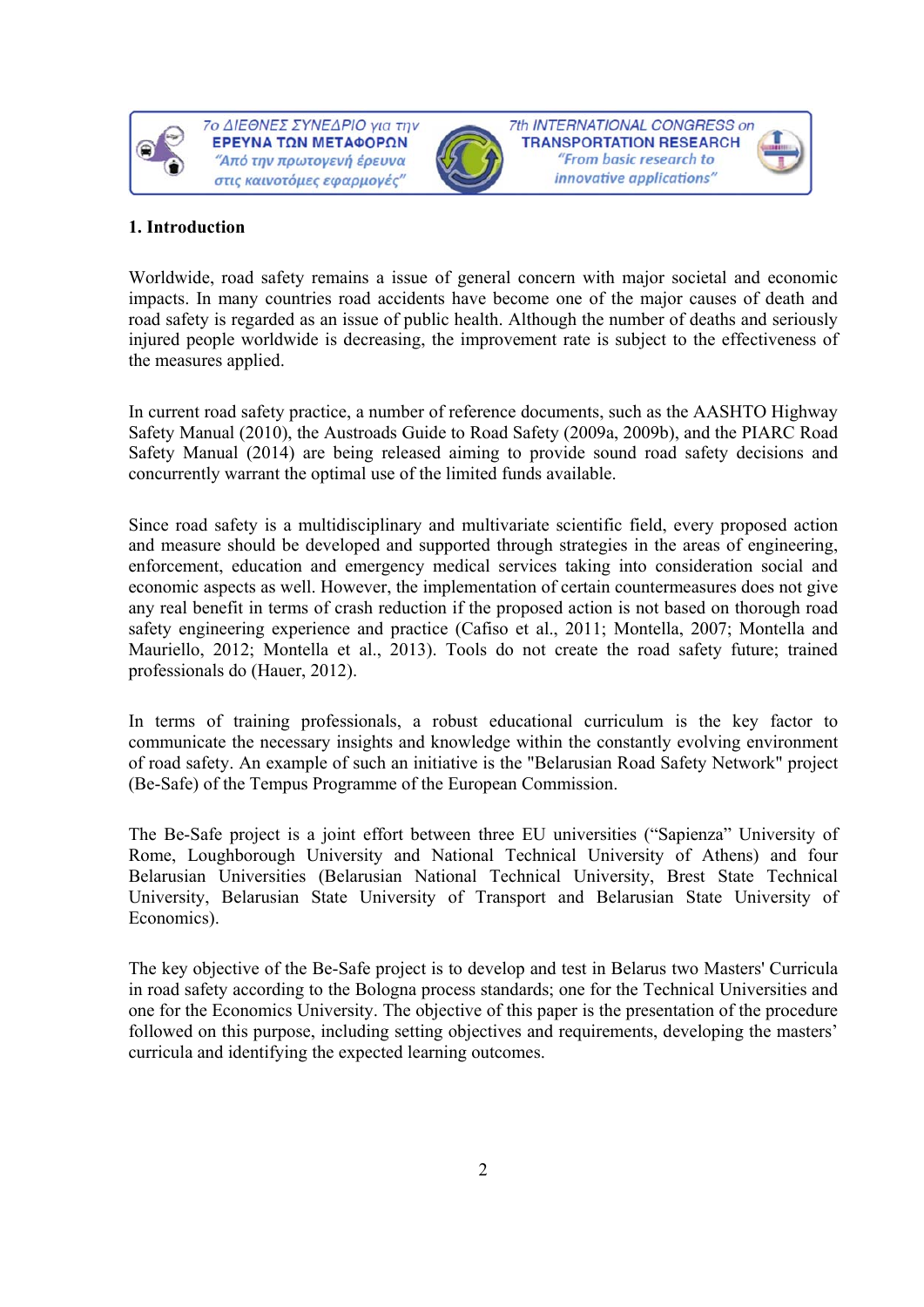## 1. Introduction

Worldwide, road safety remains a issue of general concern with major societal and economic impacts. In many countries road accidents have become one of the major causes of death and road safety is regarded as an issue of public health. Although the number of deaths and seriously injured people worldwide is decreasing, the improvement rate is subject to the effectiveness of the measures applied.

In current road safety practice, a number of reference documents, such as the AASHTO Highway Safety Manual (2010), the Austroads Guide to Road Safety (2009a, 2009b), and the PIARC Road Safety Manual (2014) are being released aiming to provide sound road safety decisions and concurrently warrant the optimal use of the limited funds available.

Since road safety is a multidisciplinary and multivariate scientific field, every proposed action and measure should be developed and supported through strategies in the areas of engineering, enforcement, education and emergency medical services taking into consideration social and economic aspects as well. However, the implementation of certain countermeasures does not give any real benefit in terms of crash reduction if the proposed action is not based on thorough road safety engineering experience and practice (Cafiso et al., 2011; Montella, 2007; Montella and Mauriello, 2012; Montella et al., 2013). Tools do not create the road safety future; trained professionals do (Hauer, 2012).

In terms of training professionals, a robust educational curriculum is the key factor to communicate the necessary insights and knowledge within the constantly evolving environment of road safety. An example of such an initiative is the "Belarusian Road Safety Network" project (Be-Safe) of the Tempus Programme of the European Commission.

The Be-Safe project is a joint effort between three EU universities ("Sapienza" University of Rome, Loughborough University and National Technical University of Athens) and four Belarusian Universities (Belarusian National Technical University, Brest State Technical University, Belarusian State University of Transport and Belarusian State University of Economics).

The key objective of the Be-Safe project is to develop and test in Belarus two Masters' Curricula in road safety according to the Bologna process standards; one for the Technical Universities and one for the Economics University. The objective of this paper is the presentation of the procedure followed on this purpose, including setting objectives and requirements, developing the masters' curricula and identifying the expected learning outcomes.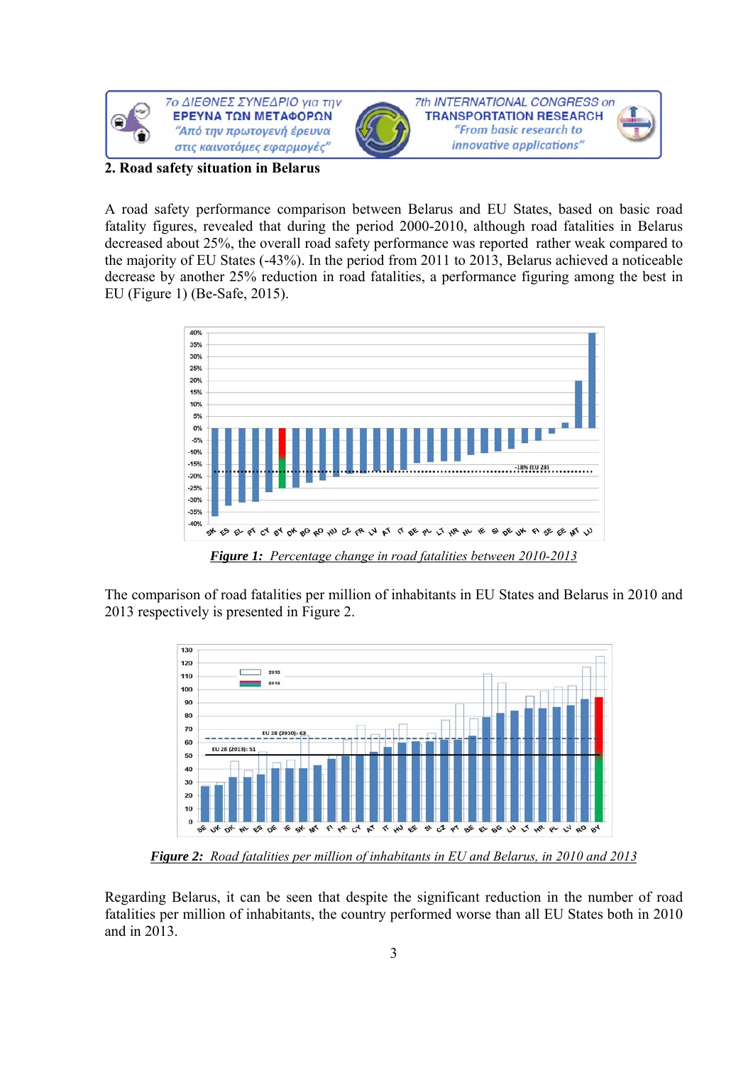## 2. Road safety situation in Belarus

A road safety performance comparison between Belarus and EU States, based on basic road fatality figures, revealed that during the period 2000-2010, although road fatalities in Belarus decreased about 25%, the overall road safety performance was reported rather weak compared to the majority of EU States (-43%). In the period from 2011 to 2013, Belarus achieved a noticeable decrease by another 25% reduction in road fatalities, a performance figuring among the best in EU (Figure 1) (Be-Safe, 2015).

***Figure 1:** Percentage change in road fatalities between 2010-2013*

The comparison of road fatalities per million of inhabitants in EU States and Belarus in 2010 and 2013 respectively is presented in Figure 2.

***Figure 2:** Road fatalities per million of inhabitants in EU and Belarus, in 2010 and 2013*

Regarding Belarus, it can be seen that despite the significant reduction in the number of road fatalities per million of inhabitants, the country performed worse than all EU States both in 2010 and in 2013.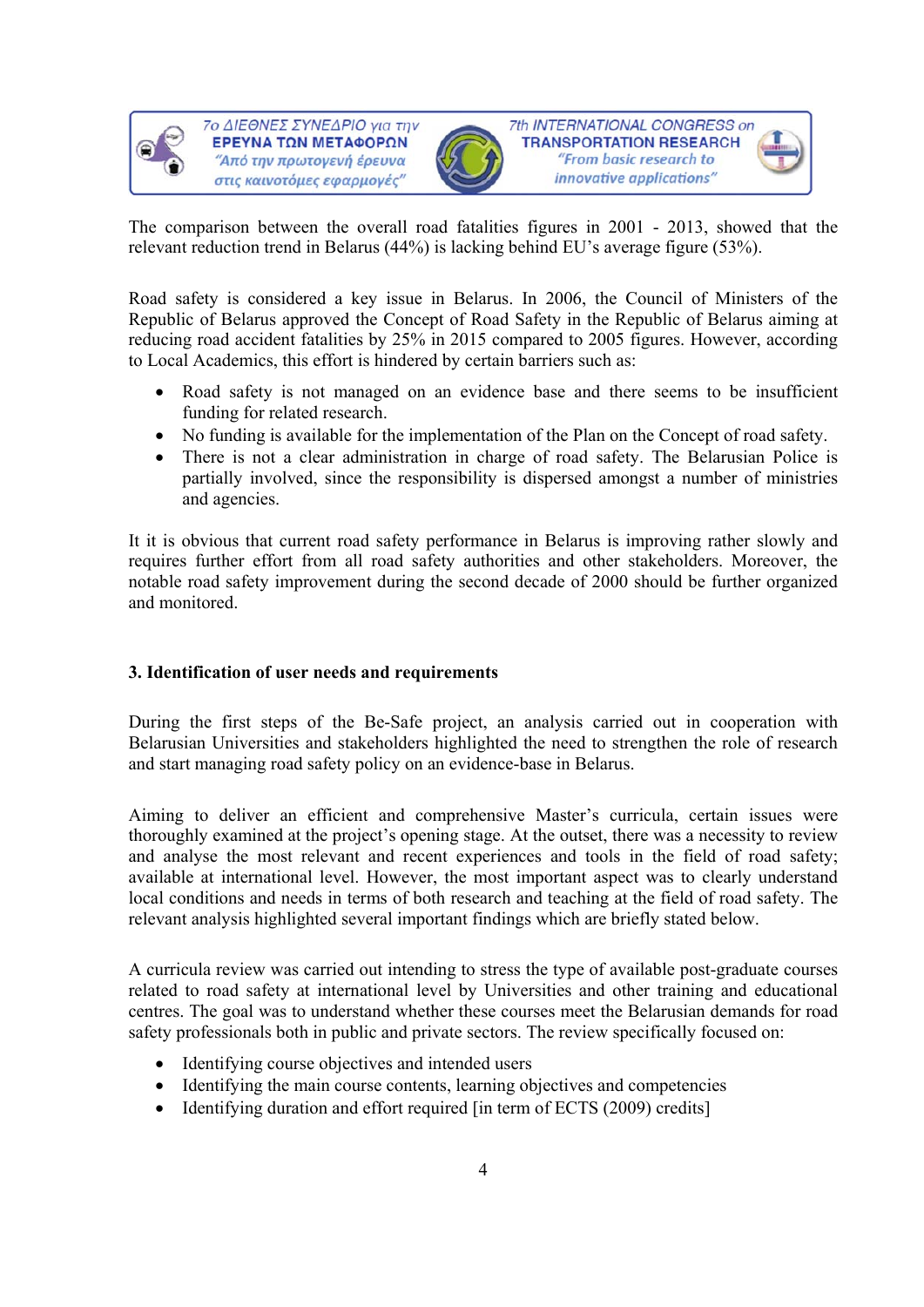The comparison between the overall road fatalities figures in 2001 - 2013, showed that the relevant reduction trend in Belarus (44%) is lacking behind EU's average figure (53%).

Road safety is considered a key issue in Belarus. In 2006, the Council of Ministers of the Republic of Belarus approved the Concept of Road Safety in the Republic of Belarus aiming at reducing road accident fatalities by 25% in 2015 compared to 2005 figures. However, according to Local Academics, this effort is hindered by certain barriers such as:

- Road safety is not managed on an evidence base and there seems to be insufficient funding for related research.
- No funding is available for the implementation of the Plan on the Concept of road safety.
- There is not a clear administration in charge of road safety. The Belarusian Police is partially involved, since the responsibility is dispersed amongst a number of ministries and agencies.

It it is obvious that current road safety performance in Belarus is improving rather slowly and requires further effort from all road safety authorities and other stakeholders. Moreover, the notable road safety improvement during the second decade of 2000 should be further organized and monitored.

### 3. Identification of user needs and requirements

During the first steps of the Be-Safe project, an analysis carried out in cooperation with Belarusian Universities and stakeholders highlighted the need to strengthen the role of research and start managing road safety policy on an evidence-base in Belarus.

Aiming to deliver an efficient and comprehensive Master's curricula, certain issues were thoroughly examined at the project's opening stage. At the outset, there was a necessity to review and analyse the most relevant and recent experiences and tools in the field of road safety; available at international level. However, the most important aspect was to clearly understand local conditions and needs in terms of both research and teaching at the field of road safety. The relevant analysis highlighted several important findings which are briefly stated below.

A curricula review was carried out intending to stress the type of available post-graduate courses related to road safety at international level by Universities and other training and educational centres. The goal was to understand whether these courses meet the Belarusian demands for road safety professionals both in public and private sectors. The review specifically focused on:

- Identifying course objectives and intended users
- Identifying the main course contents, learning objectives and competencies
- Identifying duration and effort required [in term of ECTS (2009) credits]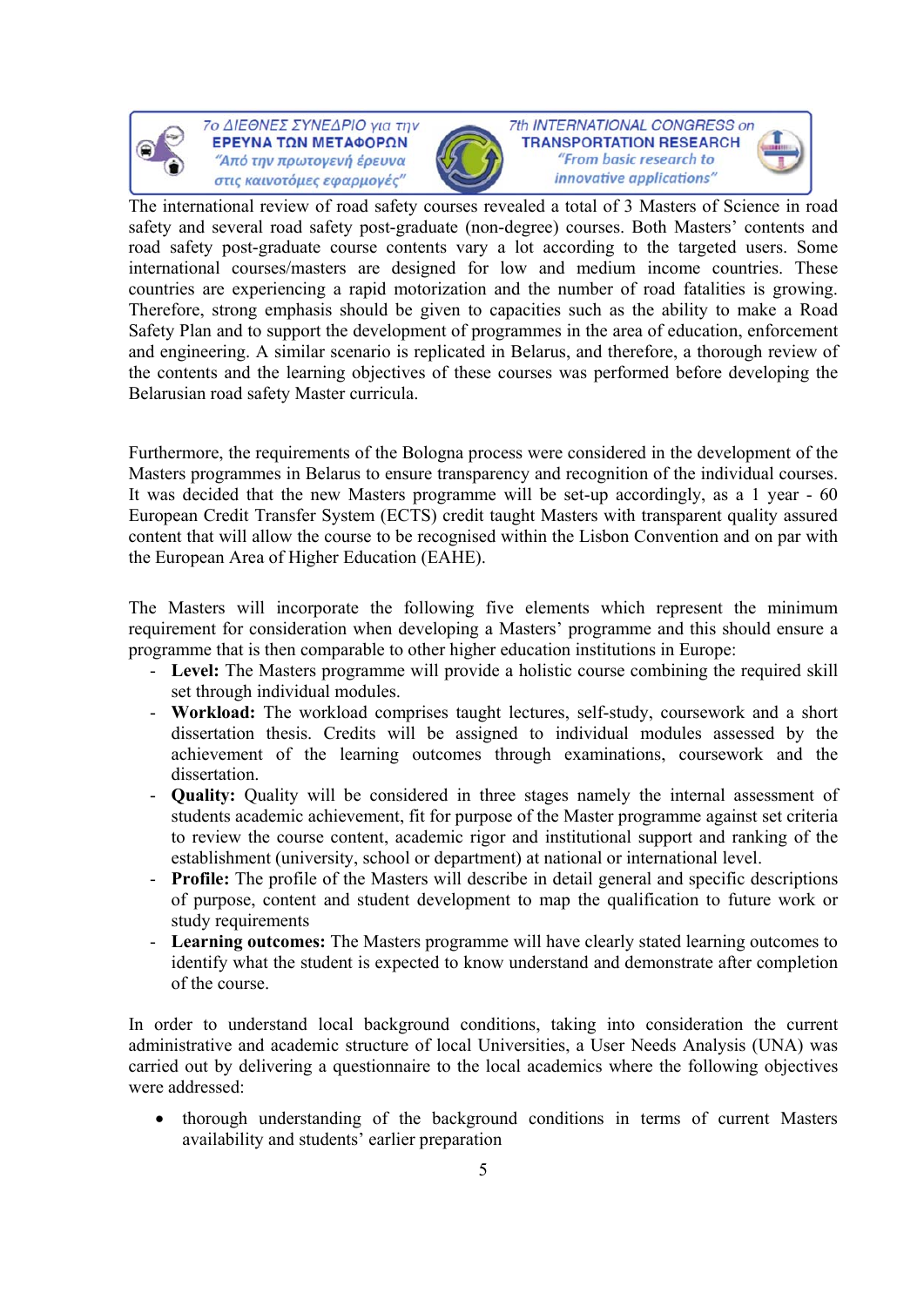The international review of road safety courses revealed a total of 3 Masters of Science in road safety and several road safety post-graduate (non-degree) courses. Both Masters' contents and road safety post-graduate course contents vary a lot according to the targeted users. Some international courses/masters are designed for low and medium income countries. These countries are experiencing a rapid motorization and the number of road fatalities is growing. Therefore, strong emphasis should be given to capacities such as the ability to make a Road Safety Plan and to support the development of programmes in the area of education, enforcement and engineering. A similar scenario is replicated in Belarus, and therefore, a thorough review of the contents and the learning objectives of these courses was performed before developing the Belarusian road safety Master curricula.

Furthermore, the requirements of the Bologna process were considered in the development of the Masters programmes in Belarus to ensure transparency and recognition of the individual courses. It was decided that the new Masters programme will be set-up accordingly, as a 1 year - 60 European Credit Transfer System (ECTS) credit taught Masters with transparent quality assured content that will allow the course to be recognised within the Lisbon Convention and on par with the European Area of Higher Education (EAHE).

The Masters will incorporate the following five elements which represent the minimum requirement for consideration when developing a Masters' programme and this should ensure a programme that is then comparable to other higher education institutions in Europe:

- **Level:** The Masters programme will provide a holistic course combining the required skill set through individual modules.
- **Workload:** The workload comprises taught lectures, self-study, coursework and a short dissertation thesis. Credits will be assigned to individual modules assessed by the achievement of the learning outcomes through examinations, coursework and the dissertation.
- **Quality:** Quality will be considered in three stages namely the internal assessment of students academic achievement, fit for purpose of the Master programme against set criteria to review the course content, academic rigor and institutional support and ranking of the establishment (university, school or department) at national or international level.
- **Profile:** The profile of the Masters will describe in detail general and specific descriptions of purpose, content and student development to map the qualification to future work or study requirements
- **Learning outcomes:** The Masters programme will have clearly stated learning outcomes to identify what the student is expected to know understand and demonstrate after completion of the course.

In order to understand local background conditions, taking into consideration the current administrative and academic structure of local Universities, a User Needs Analysis (UNA) was carried out by delivering a questionnaire to the local academics where the following objectives were addressed:

- thorough understanding of the background conditions in terms of current Masters availability and students' earlier preparation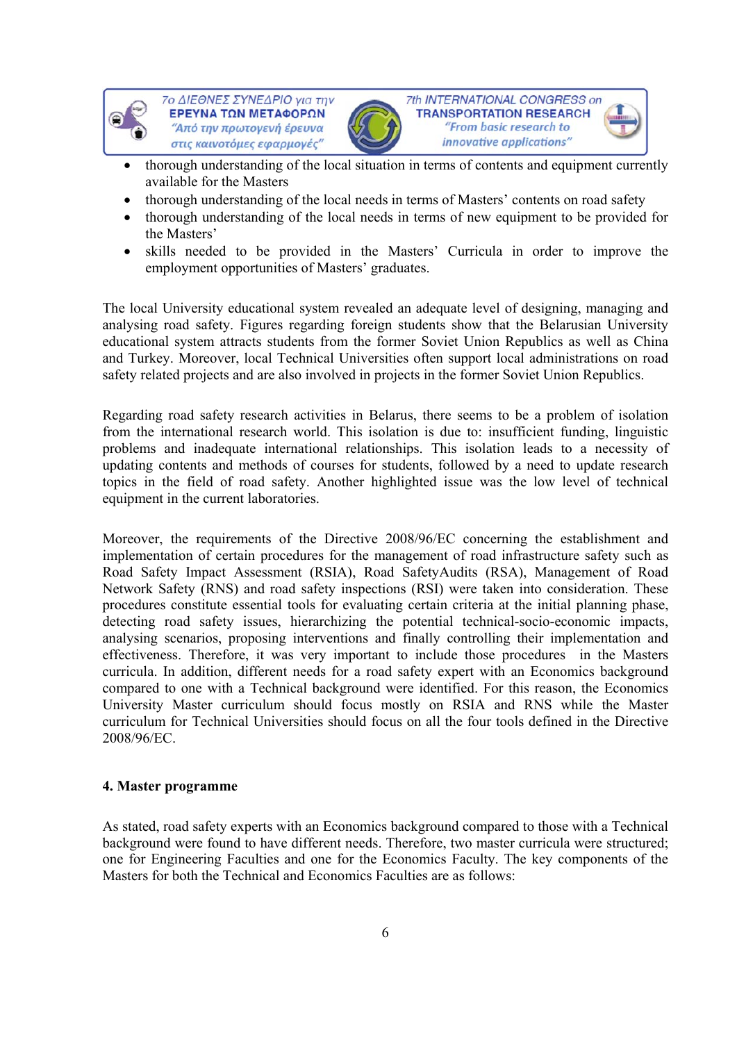- thorough understanding of the local situation in terms of contents and equipment currently available for the Masters
- thorough understanding of the local needs in terms of Masters' contents on road safety
- thorough understanding of the local needs in terms of new equipment to be provided for the Masters'
- skills needed to be provided in the Masters' Curricula in order to improve the employment opportunities of Masters' graduates.

The local University educational system revealed an adequate level of designing, managing and analysing road safety. Figures regarding foreign students show that the Belarusian University educational system attracts students from the former Soviet Union Republics as well as China and Turkey. Moreover, local Technical Universities often support local administrations on road safety related projects and are also involved in projects in the former Soviet Union Republics.

Regarding road safety research activities in Belarus, there seems to be a problem of isolation from the international research world. This isolation is due to: insufficient funding, linguistic problems and inadequate international relationships. This isolation leads to a necessity of updating contents and methods of courses for students, followed by a need to update research topics in the field of road safety. Another highlighted issue was the low level of technical equipment in the current laboratories.

Moreover, the requirements of the Directive 2008/96/EC concerning the establishment and implementation of certain procedures for the management of road infrastructure safety such as Road Safety Impact Assessment (RSIA), Road SafetyAudits (RSA), Management of Road Network Safety (RNS) and road safety inspections (RSI) were taken into consideration. These procedures constitute essential tools for evaluating certain criteria at the initial planning phase, detecting road safety issues, hierarchizing the potential technical-socio-economic impacts, analysing scenarios, proposing interventions and finally controlling their implementation and effectiveness. Therefore, it was very important to include those procedures in the Masters curricula. In addition, different needs for a road safety expert with an Economics background compared to one with a Technical background were identified. For this reason, the Economics University Master curriculum should focus mostly on RSIA and RNS while the Master curriculum for Technical Universities should focus on all the four tools defined in the Directive 2008/96/EC.

**4. Master programme**

As stated, road safety experts with an Economics background compared to those with a Technical background were found to have different needs. Therefore, two master curricula were structured; one for Engineering Faculties and one for the Economics Faculty. The key components of the Masters for both the Technical and Economics Faculties are as follows: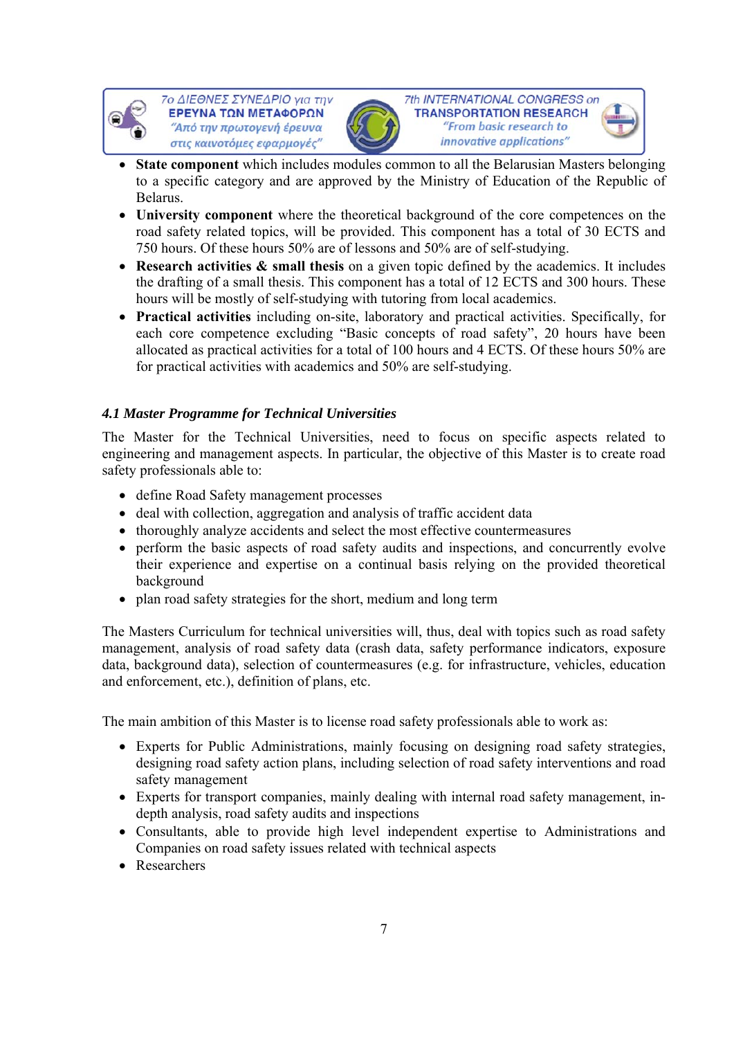- **State component** which includes modules common to all the Belarusian Masters belonging to a specific category and are approved by the Ministry of Education of the Republic of Belarus.
- **University component** where the theoretical background of the core competences on the road safety related topics, will be provided. This component has a total of 30 ECTS and 750 hours. Of these hours 50% are of lessons and 50% are of self-studying.
- **Research activities & small thesis** on a given topic defined by the academics. It includes the drafting of a small thesis. This component has a total of 12 ECTS and 300 hours. These hours will be mostly of self-studying with tutoring from local academics.
- **Practical activities** including on-site, laboratory and practical activities. Specifically, for each core competence excluding "Basic concepts of road safety", 20 hours have been allocated as practical activities for a total of 100 hours and 4 ECTS. Of these hours 50% are for practical activities with academics and 50% are self-studying.

### *4.1 Master Programme for Technical Universities*

The Master for the Technical Universities, need to focus on specific aspects related to engineering and management aspects. In particular, the objective of this Master is to create road safety professionals able to:

- define Road Safety management processes
- deal with collection, aggregation and analysis of traffic accident data
- thoroughly analyze accidents and select the most effective countermeasures
- perform the basic aspects of road safety audits and inspections, and concurrently evolve their experience and expertise on a continual basis relying on the provided theoretical background
- plan road safety strategies for the short, medium and long term

The Masters Curriculum for technical universities will, thus, deal with topics such as road safety management, analysis of road safety data (crash data, safety performance indicators, exposure data, background data), selection of countermeasures (e.g. for infrastructure, vehicles, education and enforcement, etc.), definition of plans, etc.

The main ambition of this Master is to license road safety professionals able to work as:

- Experts for Public Administrations, mainly focusing on designing road safety strategies, designing road safety action plans, including selection of road safety interventions and road safety management
- Experts for transport companies, mainly dealing with internal road safety management, in-depth analysis, road safety audits and inspections
- Consultants, able to provide high level independent expertise to Administrations and Companies on road safety issues related with technical aspects
- Researchers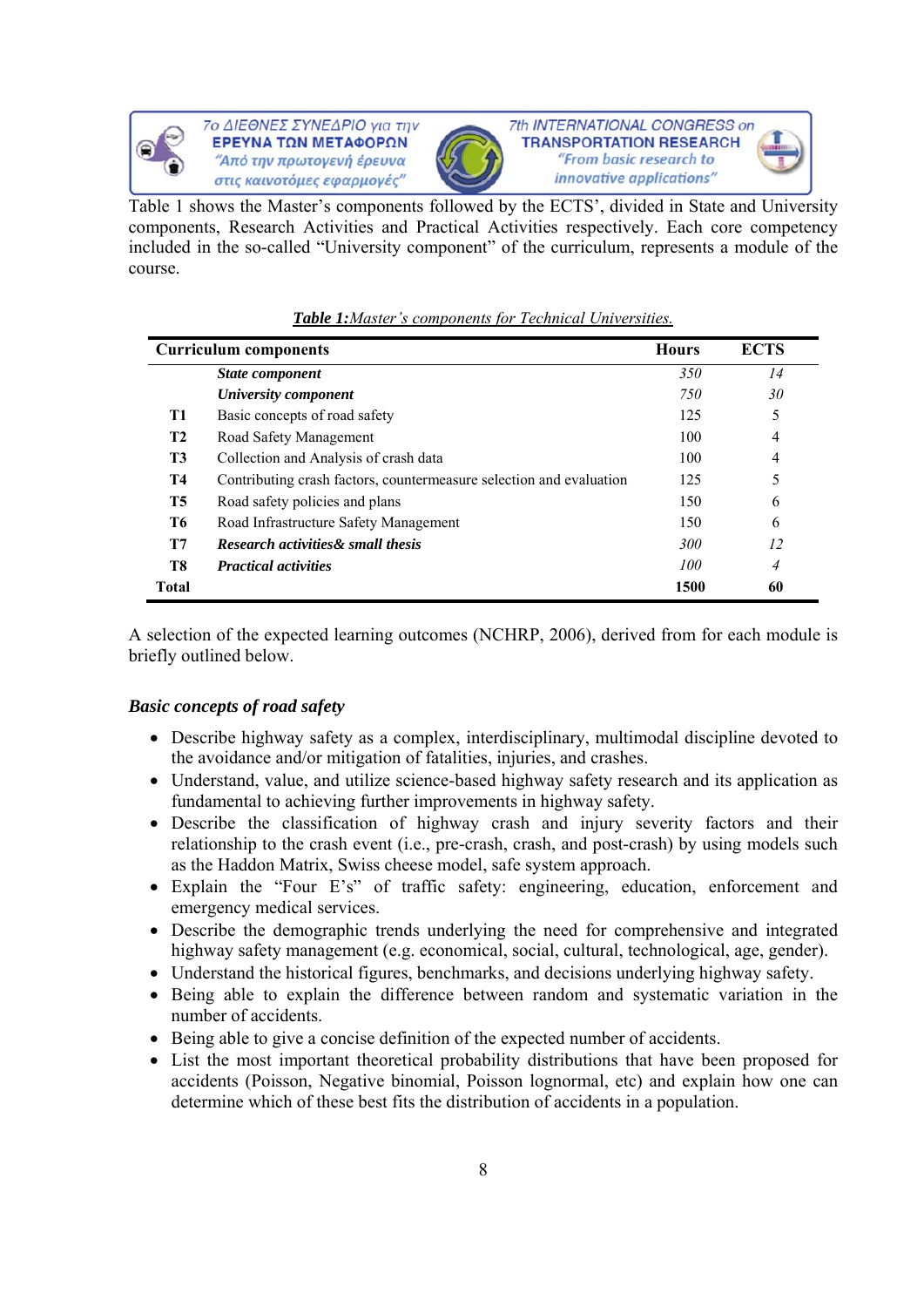Table 1 shows the Master's components followed by the ECTS', divided in State and University components, Research Activities and Practical Activities respectively. Each core competency included in the so-called "University component" of the curriculum, represents a module of the course.

***Table 1:****Master's components for Technical Universities.*

| Curriculum components | | Hours | ECTS |
|---|---|---|---|
| | ***State component*** | *350* | *14* |
| | ***University component*** | *750* | *30* |
| **T1** | Basic concepts of road safety | 125 | 5 |
| **T2** | Road Safety Management | 100 | 4 |
| **T3** | Collection and Analysis of crash data | 100 | 4 |
| **T4** | Contributing crash factors, countermeasure selection and evaluation | 125 | 5 |
| **T5** | Road safety policies and plans | 150 | 6 |
| **T6** | Road Infrastructure Safety Management | 150 | 6 |
| **T7** | ***Research activities& small thesis*** | *300* | *12* |
| **T8** | ***Practical activities*** | *100* | *4* |
| **Total** | | **1500** | **60** |

A selection of the expected learning outcomes (NCHRP, 2006), derived from for each module is briefly outlined below.

### *Basic concepts of road safety*

- Describe highway safety as a complex, interdisciplinary, multimodal discipline devoted to the avoidance and/or mitigation of fatalities, injuries, and crashes.
- Understand, value, and utilize science-based highway safety research and its application as fundamental to achieving further improvements in highway safety.
- Describe the classification of highway crash and injury severity factors and their relationship to the crash event (i.e., pre-crash, crash, and post-crash) by using models such as the Haddon Matrix, Swiss cheese model, safe system approach.
- Explain the "Four E's" of traffic safety: engineering, education, enforcement and emergency medical services.
- Describe the demographic trends underlying the need for comprehensive and integrated highway safety management (e.g. economical, social, cultural, technological, age, gender).
- Understand the historical figures, benchmarks, and decisions underlying highway safety.
- Being able to explain the difference between random and systematic variation in the number of accidents.
- Being able to give a concise definition of the expected number of accidents.
- List the most important theoretical probability distributions that have been proposed for accidents (Poisson, Negative binomial, Poisson lognormal, etc) and explain how one can determine which of these best fits the distribution of accidents in a population.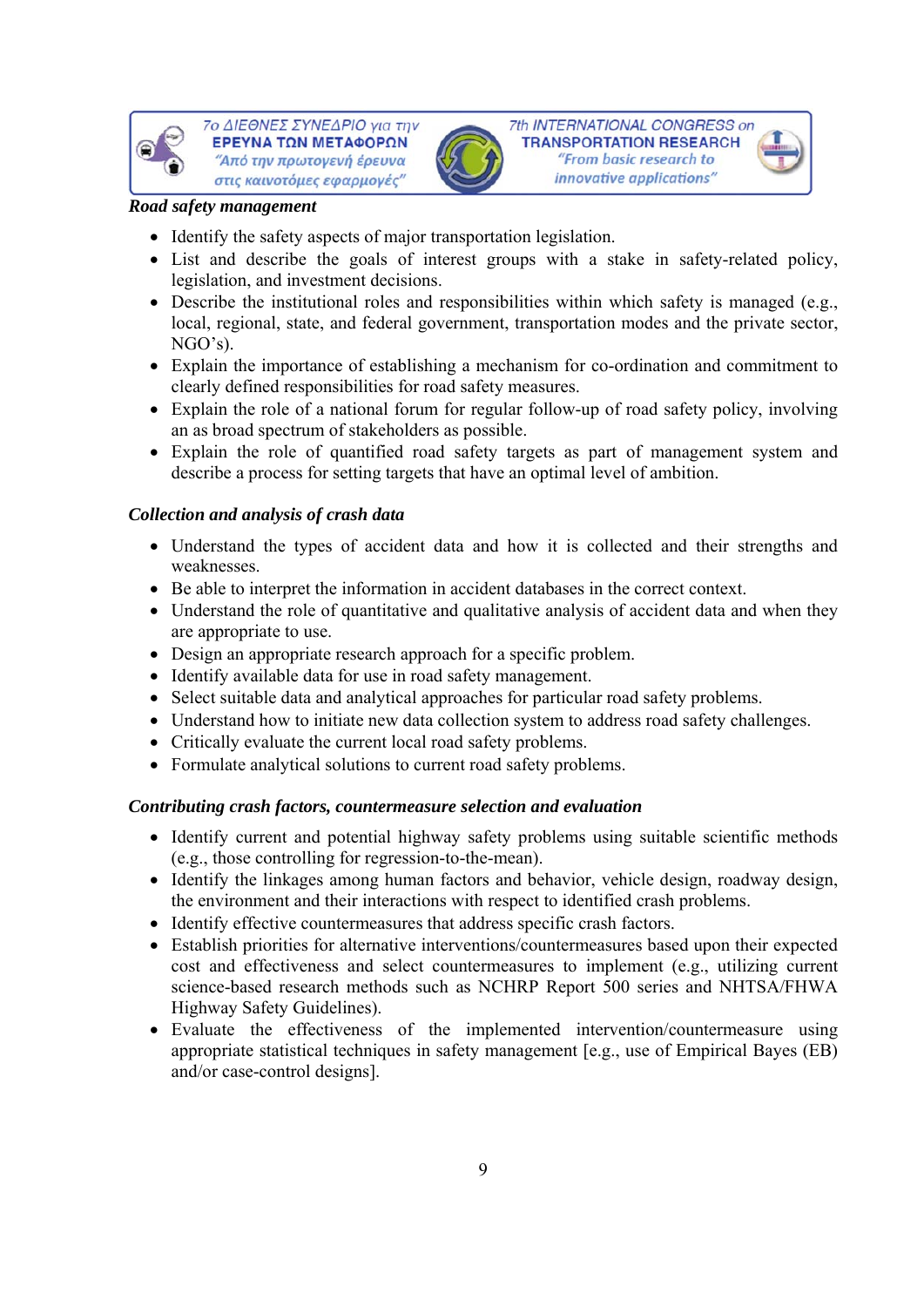***Road safety management***

- Identify the safety aspects of major transportation legislation.
- List and describe the goals of interest groups with a stake in safety-related policy, legislation, and investment decisions.
- Describe the institutional roles and responsibilities within which safety is managed (e.g., local, regional, state, and federal government, transportation modes and the private sector, NGO's).
- Explain the importance of establishing a mechanism for co-ordination and commitment to clearly defined responsibilities for road safety measures.
- Explain the role of a national forum for regular follow-up of road safety policy, involving an as broad spectrum of stakeholders as possible.
- Explain the role of quantified road safety targets as part of management system and describe a process for setting targets that have an optimal level of ambition.

***Collection and analysis of crash data***

- Understand the types of accident data and how it is collected and their strengths and weaknesses.
- Be able to interpret the information in accident databases in the correct context.
- Understand the role of quantitative and qualitative analysis of accident data and when they are appropriate to use.
- Design an appropriate research approach for a specific problem.
- Identify available data for use in road safety management.
- Select suitable data and analytical approaches for particular road safety problems.
- Understand how to initiate new data collection system to address road safety challenges.
- Critically evaluate the current local road safety problems.
- Formulate analytical solutions to current road safety problems.

***Contributing crash factors, countermeasure selection and evaluation***

- Identify current and potential highway safety problems using suitable scientific methods (e.g., those controlling for regression-to-the-mean).
- Identify the linkages among human factors and behavior, vehicle design, roadway design, the environment and their interactions with respect to identified crash problems.
- Identify effective countermeasures that address specific crash factors.
- Establish priorities for alternative interventions/countermeasures based upon their expected cost and effectiveness and select countermeasures to implement (e.g., utilizing current science-based research methods such as NCHRP Report 500 series and NHTSA/FHWA Highway Safety Guidelines).
- Evaluate the effectiveness of the implemented intervention/countermeasure using appropriate statistical techniques in safety management [e.g., use of Empirical Bayes (EB) and/or case-control designs].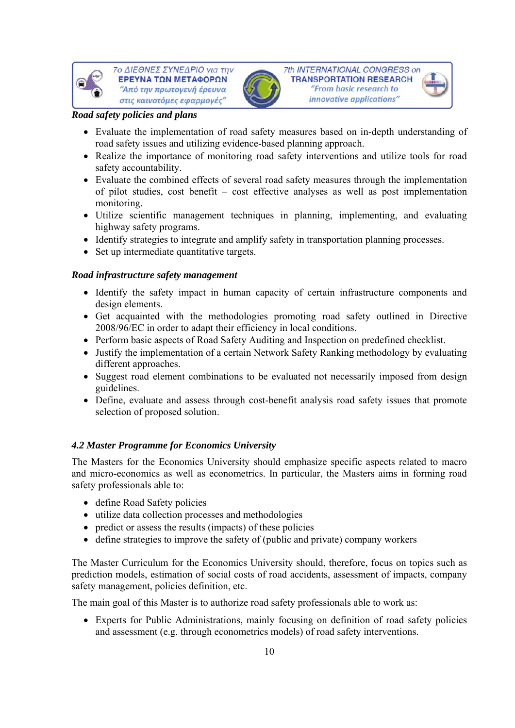***Road safety policies and plans***

- Evaluate the implementation of road safety measures based on in-depth understanding of road safety issues and utilizing evidence-based planning approach.
- Realize the importance of monitoring road safety interventions and utilize tools for road safety accountability.
- Evaluate the combined effects of several road safety measures through the implementation of pilot studies, cost benefit – cost effective analyses as well as post implementation monitoring.
- Utilize scientific management techniques in planning, implementing, and evaluating highway safety programs.
- Identify strategies to integrate and amplify safety in transportation planning processes.
- Set up intermediate quantitative targets.

***Road infrastructure safety management***

- Identify the safety impact in human capacity of certain infrastructure components and design elements.
- Get acquainted with the methodologies promoting road safety outlined in Directive 2008/96/EC in order to adapt their efficiency in local conditions.
- Perform basic aspects of Road Safety Auditing and Inspection on predefined checklist.
- Justify the implementation of a certain Network Safety Ranking methodology by evaluating different approaches.
- Suggest road element combinations to be evaluated not necessarily imposed from design guidelines.
- Define, evaluate and assess through cost-benefit analysis road safety issues that promote selection of proposed solution.

### *4.2 Master Programme for Economics University*

The Masters for the Economics University should emphasize specific aspects related to macro and micro-economics as well as econometrics. In particular, the Masters aims in forming road safety professionals able to:

- define Road Safety policies
- utilize data collection processes and methodologies
- predict or assess the results (impacts) of these policies
- define strategies to improve the safety of (public and private) company workers

The Master Curriculum for the Economics University should, therefore, focus on topics such as prediction models, estimation of social costs of road accidents, assessment of impacts, company safety management, policies definition, etc.

The main goal of this Master is to authorize road safety professionals able to work as:

- Experts for Public Administrations, mainly focusing on definition of road safety policies and assessment (e.g. through econometrics models) of road safety interventions.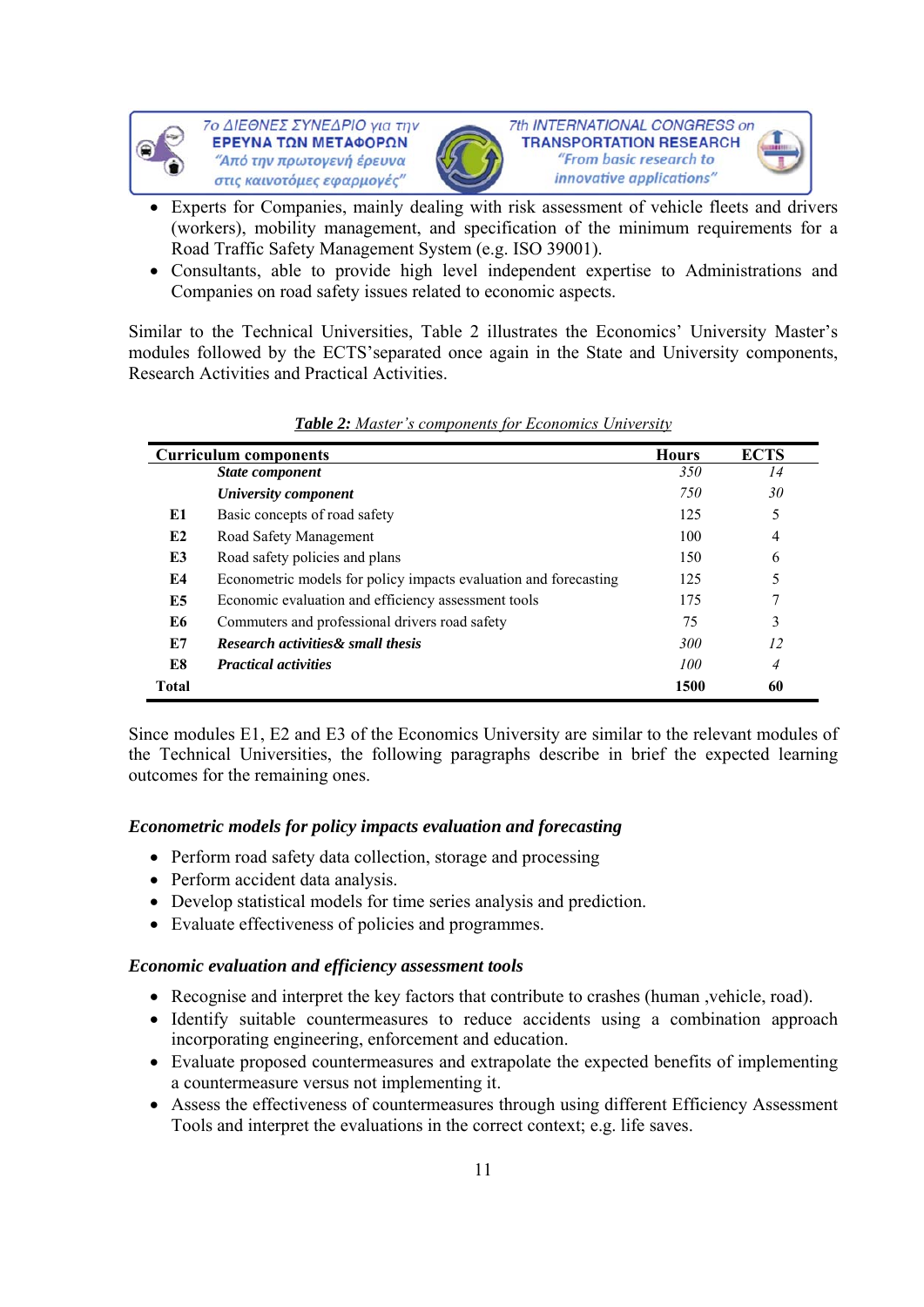- Experts for Companies, mainly dealing with risk assessment of vehicle fleets and drivers (workers), mobility management, and specification of the minimum requirements for a Road Traffic Safety Management System (e.g. ISO 39001).
- Consultants, able to provide high level independent expertise to Administrations and Companies on road safety issues related to economic aspects.

Similar to the Technical Universities, Table 2 illustrates the Economics' University Master's modules followed by the ECTS'separated once again in the State and University components, Research Activities and Practical Activities.

***Table 2:*** *Master's components for Economics University*

| Curriculum components | | Hours | ECTS |
|---|---|---|---|
| | ***State component*** | *350* | *14* |
| | ***University component*** | *750* | *30* |
| **E1** | Basic concepts of road safety | 125 | 5 |
| **E2** | Road Safety Management | 100 | 4 |
| **E3** | Road safety policies and plans | 150 | 6 |
| **E4** | Econometric models for policy impacts evaluation and forecasting | 125 | 5 |
| **E5** | Economic evaluation and efficiency assessment tools | 175 | 7 |
| **E6** | Commuters and professional drivers road safety | 75 | 3 |
| **E7** | ***Research activities& small thesis*** | *300* | *12* |
| **E8** | ***Practical activities*** | *100* | *4* |
| **Total** | | **1500** | **60** |

Since modules E1, E2 and E3 of the Economics University are similar to the relevant modules of the Technical Universities, the following paragraphs describe in brief the expected learning outcomes for the remaining ones.

### *Econometric models for policy impacts evaluation and forecasting*

- Perform road safety data collection, storage and processing
- Perform accident data analysis.
- Develop statistical models for time series analysis and prediction.
- Evaluate effectiveness of policies and programmes.

### *Economic evaluation and efficiency assessment tools*

- Recognise and interpret the key factors that contribute to crashes (human ,vehicle, road).
- Identify suitable countermeasures to reduce accidents using a combination approach incorporating engineering, enforcement and education.
- Evaluate proposed countermeasures and extrapolate the expected benefits of implementing a countermeasure versus not implementing it.
- Assess the effectiveness of countermeasures through using different Efficiency Assessment Tools and interpret the evaluations in the correct context; e.g. life saves.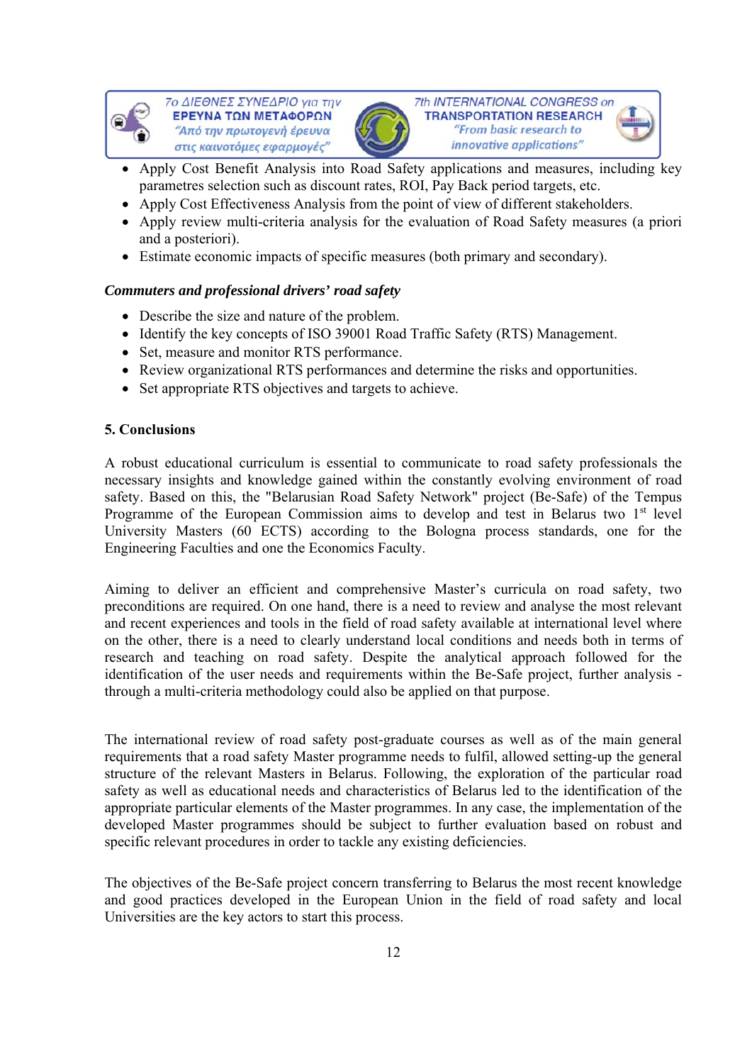- Apply Cost Benefit Analysis into Road Safety applications and measures, including key parametres selection such as discount rates, ROI, Pay Back period targets, etc.
- Apply Cost Effectiveness Analysis from the point of view of different stakeholders.
- Apply review multi-criteria analysis for the evaluation of Road Safety measures (a priori and a posteriori).
- Estimate economic impacts of specific measures (both primary and secondary).

***Commuters and professional drivers' road safety***

- Describe the size and nature of the problem.
- Identify the key concepts of ISO 39001 Road Traffic Safety (RTS) Management.
- Set, measure and monitor RTS performance.
- Review organizational RTS performances and determine the risks and opportunities.
- Set appropriate RTS objectives and targets to achieve.

## 5. Conclusions

A robust educational curriculum is essential to communicate to road safety professionals the necessary insights and knowledge gained within the constantly evolving environment of road safety. Based on this, the "Belarusian Road Safety Network" project (Be-Safe) of the Tempus Programme of the European Commission aims to develop and test in Belarus two 1st level University Masters (60 ECTS) according to the Bologna process standards, one for the Engineering Faculties and one the Economics Faculty.

Aiming to deliver an efficient and comprehensive Master's curricula on road safety, two preconditions are required. On one hand, there is a need to review and analyse the most relevant and recent experiences and tools in the field of road safety available at international level where on the other, there is a need to clearly understand local conditions and needs both in terms of research and teaching on road safety. Despite the analytical approach followed for the identification of the user needs and requirements within the Be-Safe project, further analysis - through a multi-criteria methodology could also be applied on that purpose.

The international review of road safety post-graduate courses as well as of the main general requirements that a road safety Master programme needs to fulfil, allowed setting-up the general structure of the relevant Masters in Belarus. Following, the exploration of the particular road safety as well as educational needs and characteristics of Belarus led to the identification of the appropriate particular elements of the Master programmes. In any case, the implementation of the developed Master programmes should be subject to further evaluation based on robust and specific relevant procedures in order to tackle any existing deficiencies.

The objectives of the Be-Safe project concern transferring to Belarus the most recent knowledge and good practices developed in the European Union in the field of road safety and local Universities are the key actors to start this process.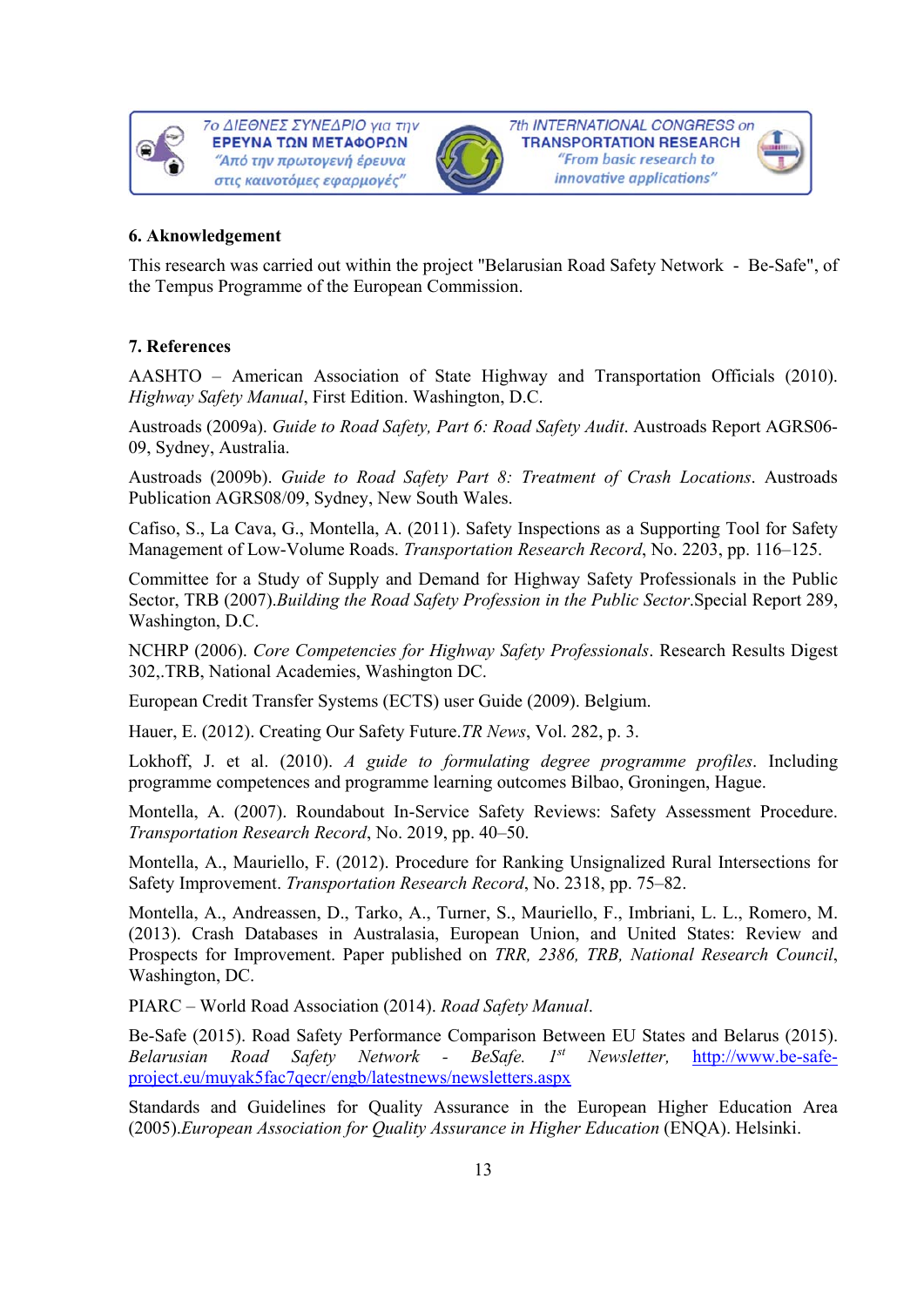## 6. Aknowledgement

This research was carried out within the project "Belarusian Road Safety Network - Be-Safe", of the Tempus Programme of the European Commission.

## 7. References

AASHTO – American Association of State Highway and Transportation Officials (2010). *Highway Safety Manual*, First Edition. Washington, D.C.

Austroads (2009a). *Guide to Road Safety, Part 6: Road Safety Audit*. Austroads Report AGRS06-09, Sydney, Australia.

Austroads (2009b). *Guide to Road Safety Part 8: Treatment of Crash Locations*. Austroads Publication AGRS08/09, Sydney, New South Wales.

Cafiso, S., La Cava, G., Montella, A. (2011). Safety Inspections as a Supporting Tool for Safety Management of Low-Volume Roads. *Transportation Research Record*, No. 2203, pp. 116–125.

Committee for a Study of Supply and Demand for Highway Safety Professionals in the Public Sector, TRB (2007).*Building the Road Safety Profession in the Public Sector*.Special Report 289, Washington, D.C.

NCHRP (2006). *Core Competencies for Highway Safety Professionals*. Research Results Digest 302,.TRB, National Academies, Washington DC.

European Credit Transfer Systems (ECTS) user Guide (2009). Belgium.

Hauer, E. (2012). Creating Our Safety Future.*TR News*, Vol. 282, p. 3.

Lokhoff, J. et al. (2010). *A guide to formulating degree programme profiles*. Including programme competences and programme learning outcomes Bilbao, Groningen, Hague.

Montella, A. (2007). Roundabout In-Service Safety Reviews: Safety Assessment Procedure. *Transportation Research Record*, No. 2019, pp. 40–50.

Montella, A., Mauriello, F. (2012). Procedure for Ranking Unsignalized Rural Intersections for Safety Improvement. *Transportation Research Record*, No. 2318, pp. 75–82.

Montella, A., Andreassen, D., Tarko, A., Turner, S., Mauriello, F., Imbriani, L. L., Romero, M. (2013). Crash Databases in Australasia, European Union, and United States: Review and Prospects for Improvement. Paper published on *TRR, 2386, TRB, National Research Council*, Washington, DC.

PIARC – World Road Association (2014). *Road Safety Manual*.

Be-Safe (2015). Road Safety Performance Comparison Between EU States and Belarus (2015). *Belarusian Road Safety Network - BeSafe. 1st Newsletter,* http://www.be-safe-project.eu/muyak5fac7qecr/engb/latestnews/newsletters.aspx

Standards and Guidelines for Quality Assurance in the European Higher Education Area (2005).*European Association for Quality Assurance in Higher Education* (ENQA). Helsinki.